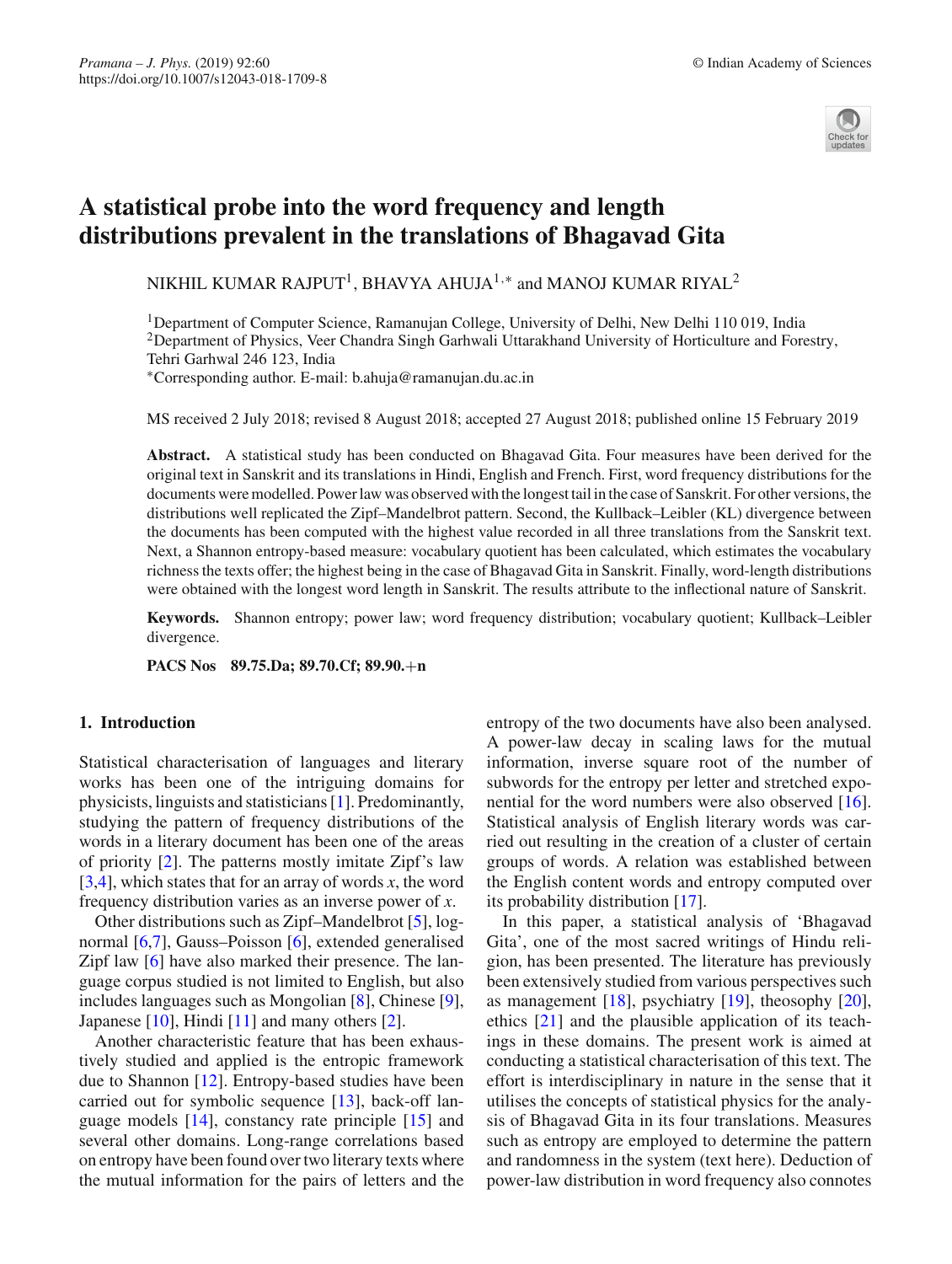# A statistical probe into the word frequency and length distributions prevalent in the translations of Bhagavad Gita

NIKHIL KUMAR RAJPUT[1], BHAVYA AHUJA[1,*] and MANOJ KUMAR RIYAL[2]

[1]Department of Computer Science, Ramanujan College, University of Delhi, New Delhi 110 019, India
[2]Department of Physics, Veer Chandra Singh Garhwali Uttarakhand University of Horticulture and Forestry, Tehri Garhwal 246 123, India
[*]Corresponding author. E-mail: b.ahuja@ramanujan.du.ac.in

MS received 2 July 2018; revised 8 August 2018; accepted 27 August 2018; published online 15 February 2019

**Abstract.** A statistical study has been conducted on Bhagavad Gita. Four measures have been derived for the original text in Sanskrit and its translations in Hindi, English and French. First, word frequency distributions for the documents were modelled. Power law was observed with the longest tail in the case of Sanskrit. For other versions, the distributions well replicated the Zipf–Mandelbrot pattern. Second, the Kullback–Leibler (KL) divergence between the documents has been computed with the highest value recorded in all three translations from the Sanskrit text. Next, a Shannon entropy-based measure: vocabulary quotient has been calculated, which estimates the vocabulary richness the texts offer; the highest being in the case of Bhagavad Gita in Sanskrit. Finally, word-length distributions were obtained with the longest word length in Sanskrit. The results attribute to the inflectional nature of Sanskrit.

**Keywords.** Shannon entropy; power law; word frequency distribution; vocabulary quotient; Kullback–Leibler divergence.

**PACS Nos** 89.75.Da; 89.70.Cf; 89.90.+n

## 1. Introduction

Statistical characterisation of languages and literary works has been one of the intriguing domains for physicists, linguists and statisticians [1]. Predominantly, studying the pattern of frequency distributions of the words in a literary document has been one of the areas of priority [2]. The patterns mostly imitate Zipf's law [3,4], which states that for an array of words $x$, the word frequency distribution varies as an inverse power of $x$.

Other distributions such as Zipf–Mandelbrot [5], log-normal [6,7], Gauss–Poisson [6], extended generalised Zipf law [6] have also marked their presence. The language corpus studied is not limited to English, but also includes languages such as Mongolian [8], Chinese [9], Japanese [10], Hindi [11] and many others [2].

Another characteristic feature that has been exhaustively studied and applied is the entropic framework due to Shannon [12]. Entropy-based studies have been carried out for symbolic sequence [13], back-off language models [14], constancy rate principle [15] and several other domains. Long-range correlations based on entropy have been found over two literary texts where the mutual information for the pairs of letters and the entropy of the two documents have also been analysed. A power-law decay in scaling laws for the mutual information, inverse square root of the number of subwords for the entropy per letter and stretched exponential for the word numbers were also observed [16]. Statistical analysis of English literary words was carried out resulting in the creation of a cluster of certain groups of words. A relation was established between the English content words and entropy computed over its probability distribution [17].

In this paper, a statistical analysis of 'Bhagavad Gita', one of the most sacred writings of Hindu religion, has been presented. The literature has previously been extensively studied from various perspectives such as management [18], psychiatry [19], theosophy [20], ethics [21] and the plausible application of its teachings in these domains. The present work is aimed at conducting a statistical characterisation of this text. The effort is interdisciplinary in nature in the sense that it utilises the concepts of statistical physics for the analysis of Bhagavad Gita in its four translations. Measures such as entropy are employed to determine the pattern and randomness in the system (text here). Deduction of power-law distribution in word frequency also connotes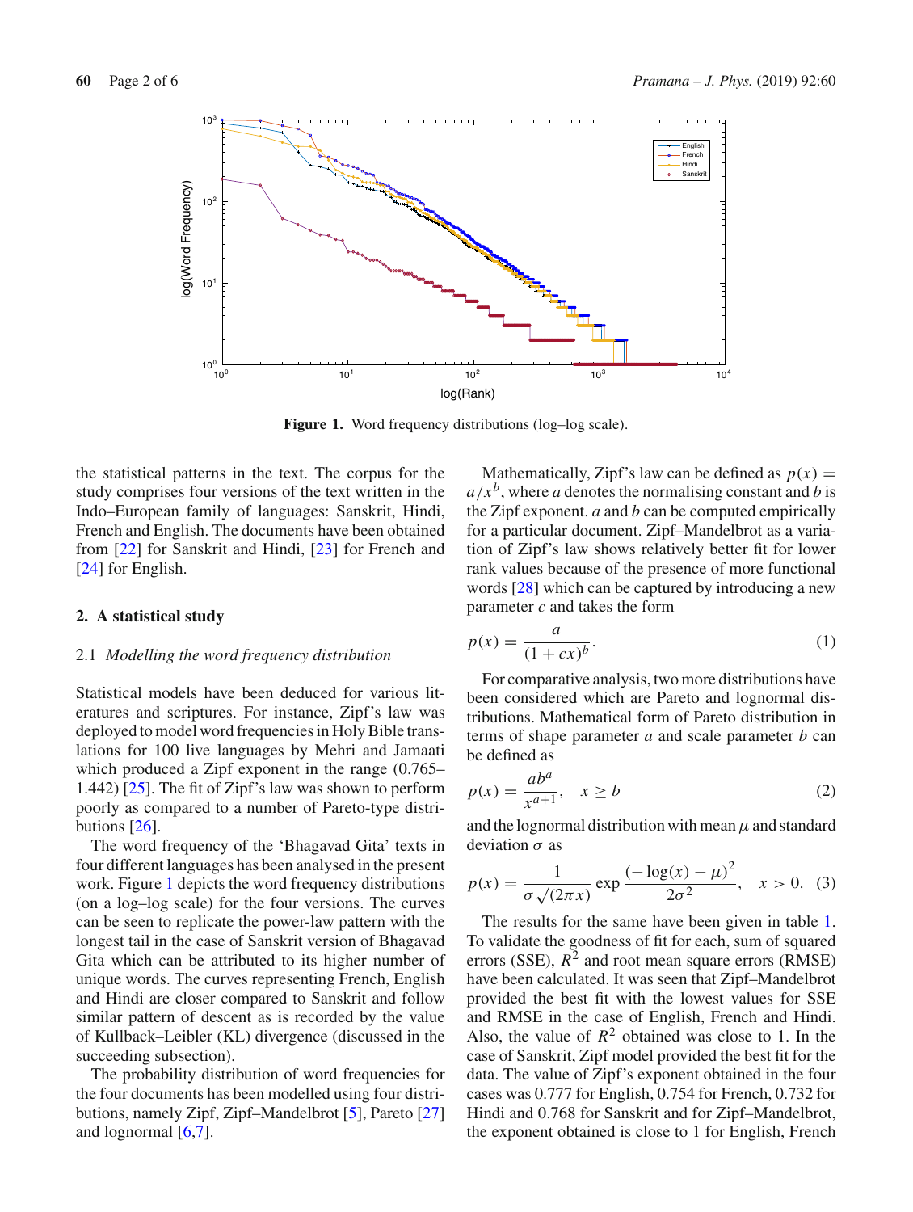Figure 1. Word frequency distributions (log–log scale).

the statistical patterns in the text. The corpus for the study comprises four versions of the text written in the Indo–European family of languages: Sanskrit, Hindi, French and English. The documents have been obtained from [22] for Sanskrit and Hindi, [23] for French and [24] for English.

## 2. A statistical study

### 2.1 *Modelling the word frequency distribution*

Statistical models have been deduced for various literatures and scriptures. For instance, Zipf's law was deployed to model word frequencies in Holy Bible translations for 100 live languages by Mehri and Jamaati which produced a Zipf exponent in the range (0.765–1.442) [25]. The fit of Zipf's law was shown to perform poorly as compared to a number of Pareto-type distributions [26].

The word frequency of the 'Bhagavad Gita' texts in four different languages has been analysed in the present work. Figure 1 depicts the word frequency distributions (on a log–log scale) for the four versions. The curves can be seen to replicate the power-law pattern with the longest tail in the case of Sanskrit version of Bhagavad Gita which can be attributed to its higher number of unique words. The curves representing French, English and Hindi are closer compared to Sanskrit and follow similar pattern of descent as is recorded by the value of Kullback–Leibler (KL) divergence (discussed in the succeeding subsection).

The probability distribution of word frequencies for the four documents has been modelled using four distributions, namely Zipf, Zipf–Mandelbrot [5], Pareto [27] and lognormal [6,7].

Mathematically, Zipf's law can be defined as $p(x) = a/x^b$, where $a$ denotes the normalising constant and $b$ is the Zipf exponent. $a$ and $b$ can be computed empirically for a particular document. Zipf–Mandelbrot as a variation of Zipf's law shows relatively better fit for lower rank values because of the presence of more functional words [28] which can be captured by introducing a new parameter $c$ and takes the form

$$p(x) = \frac{a}{(1+cx)^b}. \tag{1}$$

For comparative analysis, two more distributions have been considered which are Pareto and lognormal distributions. Mathematical form of Pareto distribution in terms of shape parameter $a$ and scale parameter $b$ can be defined as

$$p(x) = \frac{ab^a}{x^{a+1}}, \quad x \geq b \tag{2}$$

and the lognormal distribution with mean $\mu$ and standard deviation $\sigma$ as

$$p(x) = \frac{1}{\sigma\sqrt{(2\pi x)}} \exp\frac{(-\log(x) - \mu)^2}{2\sigma^2}, \quad x > 0. \tag{3}$$

The results for the same have been given in table 1. To validate the goodness of fit for each, sum of squared errors (SSE), $R^2$ and root mean square errors (RMSE) have been calculated. It was seen that Zipf–Mandelbrot provided the best fit with the lowest values for SSE and RMSE in the case of English, French and Hindi. Also, the value of $R^2$ obtained was close to 1. In the case of Sanskrit, Zipf model provided the best fit for the data. The value of Zipf's exponent obtained in the four cases was 0.777 for English, 0.754 for French, 0.732 for Hindi and 0.768 for Sanskrit and for Zipf–Mandelbrot, the exponent obtained is close to 1 for English, French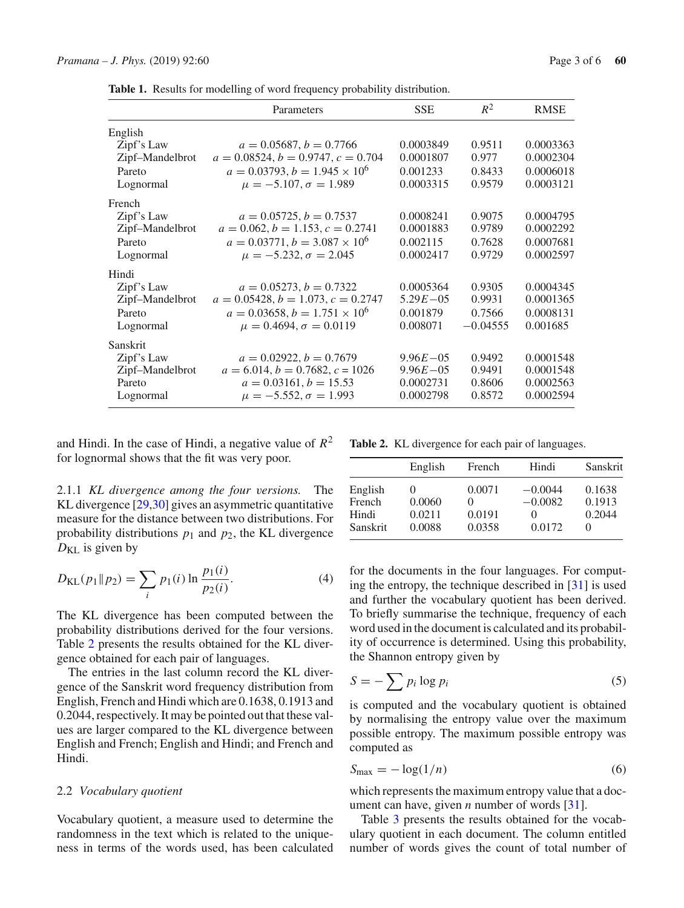**Table 1.** Results for modelling of word frequency probability distribution.

| | Parameters | SSE | $R^2$ | RMSE |
|---|---|---|---|---|
| English | | | | |
| Zipf's Law | $a = 0.05687, b = 0.7766$ | 0.0003849 | 0.9511 | 0.0003363 |
| Zipf–Mandelbrot | $a = 0.08524, b = 0.9747, c = 0.704$ | 0.0001807 | 0.977 | 0.0002304 |
| Pareto | $a = 0.03793, b = 1.945 \times 10^6$ | 0.001233 | 0.8433 | 0.0006018 |
| Lognormal | $\mu = -5.107, \sigma = 1.989$ | 0.0003315 | 0.9579 | 0.0003121 |
| French | | | | |
| Zipf's Law | $a = 0.05725, b = 0.7537$ | 0.0008241 | 0.9075 | 0.0004795 |
| Zipf–Mandelbrot | $a = 0.062, b = 1.153, c = 0.2741$ | 0.0001883 | 0.9789 | 0.0002292 |
| Pareto | $a = 0.03771, b = 3.087 \times 10^6$ | 0.002115 | 0.7628 | 0.0007681 |
| Lognormal | $\mu = -5.232, \sigma = 2.045$ | 0.0002417 | 0.9729 | 0.0002597 |
| Hindi | | | | |
| Zipf's Law | $a = 0.05273, b = 0.7322$ | 0.0005364 | 0.9305 | 0.0004345 |
| Zipf–Mandelbrot | $a = 0.05428, b = 1.073, c = 0.2747$ | $5.29E{-}05$ | 0.9931 | 0.0001365 |
| Pareto | $a = 0.03658, b = 1.751 \times 10^6$ | 0.001879 | 0.7566 | 0.0008131 |
| Lognormal | $\mu = 0.4694, \sigma = 0.0119$ | 0.008071 | −0.04555 | 0.001685 |
| Sanskrit | | | | |
| Zipf's Law | $a = 0.02922, b = 0.7679$ | $9.96E{-}05$ | 0.9492 | 0.0001548 |
| Zipf–Mandelbrot | $a = 6.014, b = 0.7682, c = 1026$ | $9.96E{-}05$ | 0.9491 | 0.0001548 |
| Pareto | $a = 0.03161, b = 15.53$ | 0.0002731 | 0.8606 | 0.0002563 |
| Lognormal | $\mu = -5.552, \sigma = 1.993$ | 0.0002798 | 0.8572 | 0.0002594 |

and Hindi. In the case of Hindi, a negative value of $R^2$ for lognormal shows that the fit was very poor.

2.1.1 *KL divergence among the four versions.* The KL divergence [29,30] gives an asymmetric quantitative measure for the distance between two distributions. For probability distributions $p_1$ and $p_2$, the KL divergence $D_{\mathrm{KL}}$ is given by

$$D_{\mathrm{KL}}(p_1 \| p_2) = \sum_i p_1(i) \ln \frac{p_1(i)}{p_2(i)}. \tag{4}$$

The KL divergence has been computed between the probability distributions derived for the four versions. Table 2 presents the results obtained for the KL divergence obtained for each pair of languages.

The entries in the last column record the KL divergence of the Sanskrit word frequency distribution from English, French and Hindi which are 0.1638, 0.1913 and 0.2044, respectively. It may be pointed out that these values are larger compared to the KL divergence between English and French; English and Hindi; and French and Hindi.

**Table 2.** KL divergence for each pair of languages.

| | English | French | Hindi | Sanskrit |
|---|---|---|---|---|
| English | 0 | 0.0071 | −0.0044 | 0.1638 |
| French | 0.0060 | 0 | −0.0082 | 0.1913 |
| Hindi | 0.0211 | 0.0191 | 0 | 0.2044 |
| Sanskrit | 0.0088 | 0.0358 | 0.0172 | 0 |

### 2.2 *Vocabulary quotient*

Vocabulary quotient, a measure used to determine the randomness in the text which is related to the uniqueness in terms of the words used, has been calculated for the documents in the four languages. For computing the entropy, the technique described in [31] is used and further the vocabulary quotient has been derived. To briefly summarise the technique, frequency of each word used in the document is calculated and its probability of occurrence is determined. Using this probability, the Shannon entropy given by

$$S = -\sum p_i \log p_i \tag{5}$$

is computed and the vocabulary quotient is obtained by normalising the entropy value over the maximum possible entropy. The maximum possible entropy was computed as

$$S_{\max} = -\log(1/n) \tag{6}$$

which represents the maximum entropy value that a document can have, given $n$ number of words [31].

Table 3 presents the results obtained for the vocabulary quotient in each document. The column entitled number of words gives the count of total number of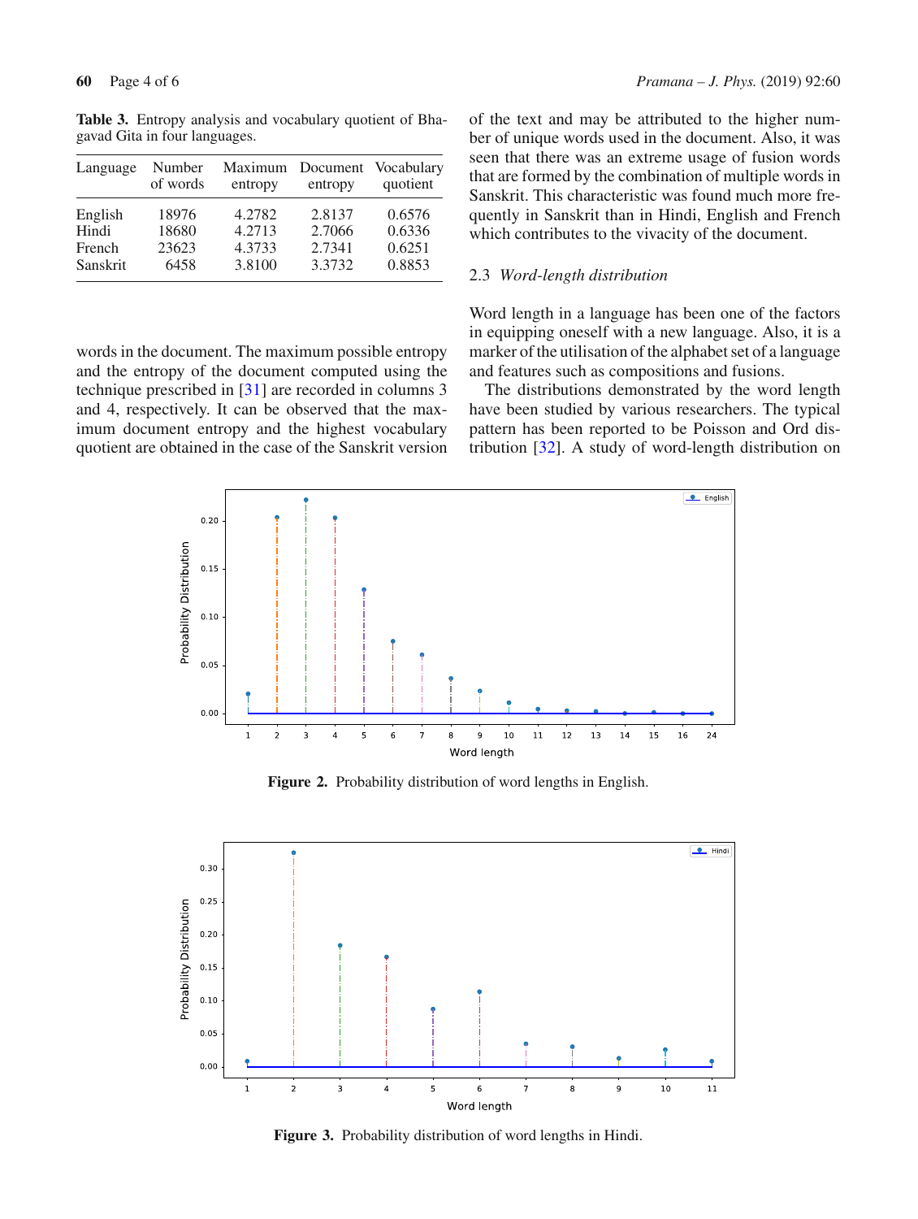**Table 3.** Entropy analysis and vocabulary quotient of Bhagavad Gita in four languages.

| Language | Number of words | Maximum entropy | Document entropy | Vocabulary quotient |
|---|---|---|---|---|
| English | 18976 | 4.2782 | 2.8137 | 0.6576 |
| Hindi | 18680 | 4.2713 | 2.7066 | 0.6336 |
| French | 23623 | 4.3733 | 2.7341 | 0.6251 |
| Sanskrit | 6458 | 3.8100 | 3.3732 | 0.8853 |

words in the document. The maximum possible entropy and the entropy of the document computed using the technique prescribed in [31] are recorded in columns 3 and 4, respectively. It can be observed that the maximum document entropy and the highest vocabulary quotient are obtained in the case of the Sanskrit version of the text and may be attributed to the higher number of unique words used in the document. Also, it was seen that there was an extreme usage of fusion words that are formed by the combination of multiple words in Sanskrit. This characteristic was found much more frequently in Sanskrit than in Hindi, English and French which contributes to the vivacity of the document.

### 2.3 *Word-length distribution*

Word length in a language has been one of the factors in equipping oneself with a new language. Also, it is a marker of the utilisation of the alphabet set of a language and features such as compositions and fusions.

The distributions demonstrated by the word length have been studied by various researchers. The typical pattern has been reported to be Poisson and Ord distribution [32]. A study of word-length distribution on

**Figure 2.** Probability distribution of word lengths in English.

**Figure 3.** Probability distribution of word lengths in Hindi.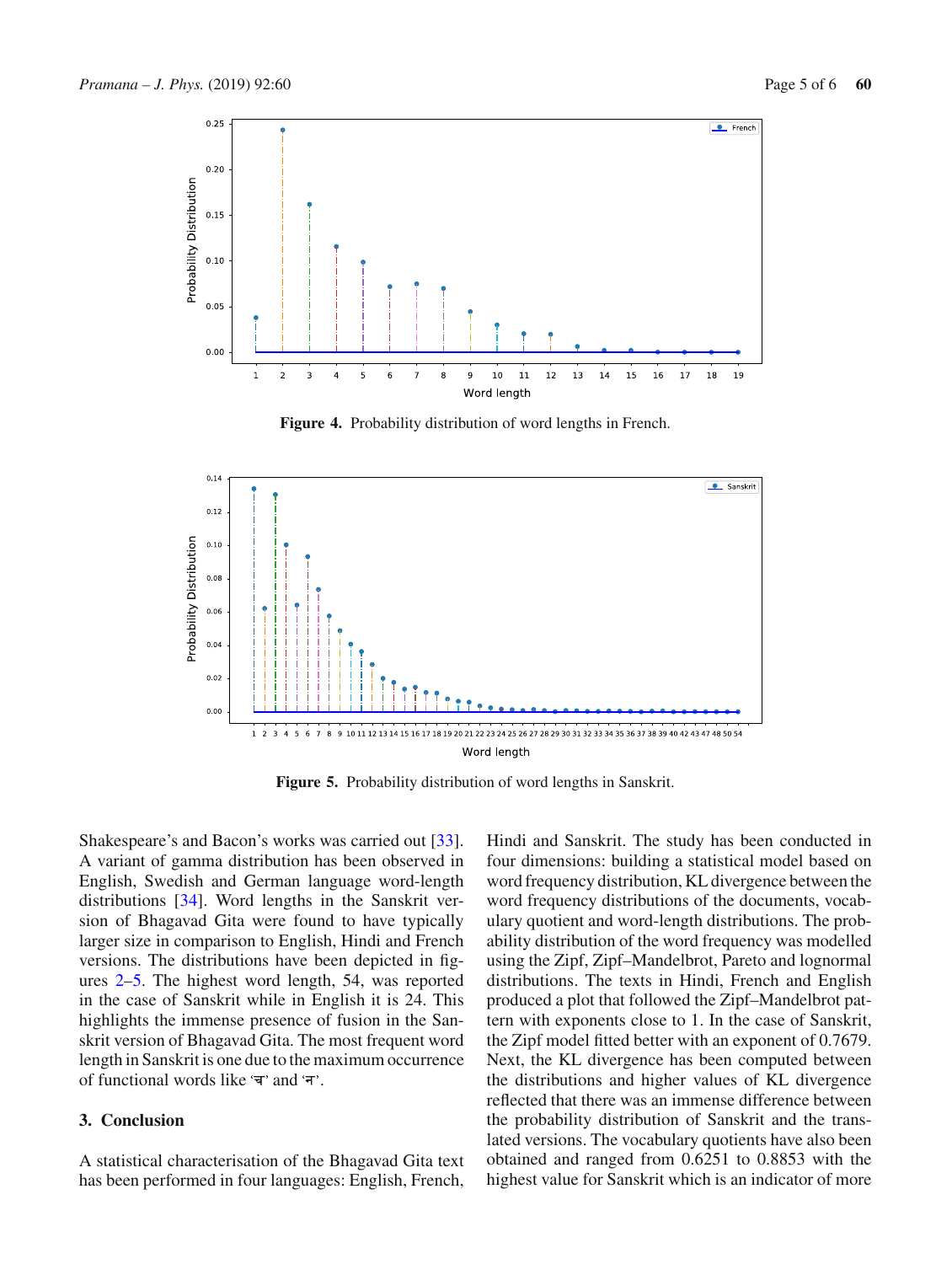Figure 4. Probability distribution of word lengths in French.

Figure 5. Probability distribution of word lengths in Sanskrit.

Shakespeare's and Bacon's works was carried out [33]. A variant of gamma distribution has been observed in English, Swedish and German language word-length distributions [34]. Word lengths in the Sanskrit version of Bhagavad Gita were found to have typically larger size in comparison to English, Hindi and French versions. The distributions have been depicted in figures 2–5. The highest word length, 54, was reported in the case of Sanskrit while in English it is 24. This highlights the immense presence of fusion in the Sanskrit version of Bhagavad Gita. The most frequent word length in Sanskrit is one due to the maximum occurrence of functional words like 'च' and 'न'.

## 3. Conclusion

A statistical characterisation of the Bhagavad Gita text has been performed in four languages: English, French, Hindi and Sanskrit. The study has been conducted in four dimensions: building a statistical model based on word frequency distribution, KL divergence between the word frequency distributions of the documents, vocabulary quotient and word-length distributions. The probability distribution of the word frequency was modelled using the Zipf, Zipf–Mandelbrot, Pareto and lognormal distributions. The texts in Hindi, French and English produced a plot that followed the Zipf–Mandelbrot pattern with exponents close to 1. In the case of Sanskrit, the Zipf model fitted better with an exponent of 0.7679. Next, the KL divergence has been computed between the distributions and higher values of KL divergence reflected that there was an immense difference between the probability distribution of Sanskrit and the translated versions. The vocabulary quotients have also been obtained and ranged from 0.6251 to 0.8853 with the highest value for Sanskrit which is an indicator of more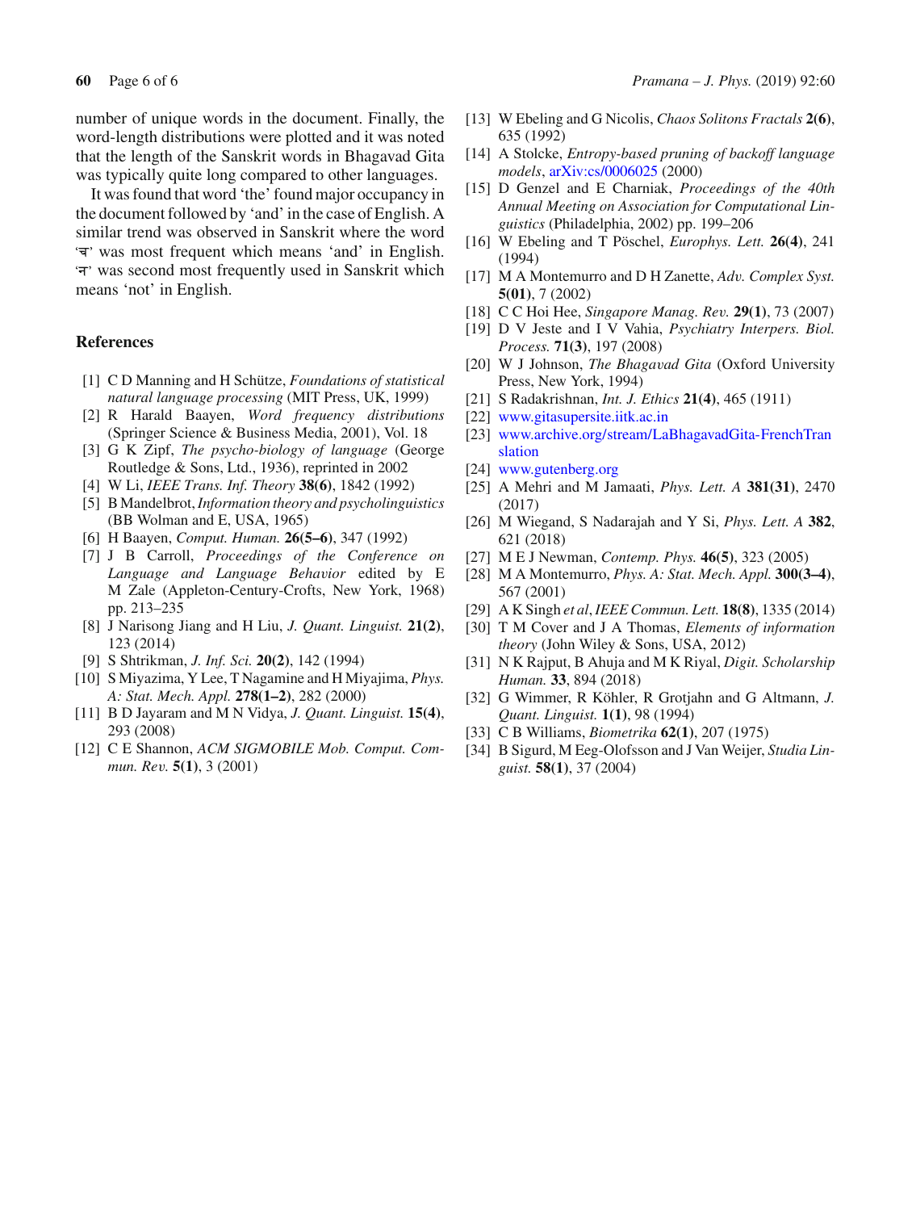number of unique words in the document. Finally, the word-length distributions were plotted and it was noted that the length of the Sanskrit words in Bhagavad Gita was typically quite long compared to other languages.

It was found that word 'the' found major occupancy in the document followed by 'and' in the case of English. A similar trend was observed in Sanskrit where the word 'च' was most frequent which means 'and' in English. 'न' was second most frequently used in Sanskrit which means 'not' in English.

## References

[1] C D Manning and H Schütze, *Foundations of statistical natural language processing* (MIT Press, UK, 1999)

[2] R Harald Baayen, *Word frequency distributions* (Springer Science & Business Media, 2001), Vol. 18

[3] G K Zipf, *The psycho-biology of language* (George Routledge & Sons, Ltd., 1936), reprinted in 2002

[4] W Li, *IEEE Trans. Inf. Theory* **38(6)**, 1842 (1992)

[5] B Mandelbrot, *Information theory and psycholinguistics* (BB Wolman and E, USA, 1965)

[6] H Baayen, *Comput. Human.* **26(5–6)**, 347 (1992)

[7] J B Carroll, *Proceedings of the Conference on Language and Language Behavior* edited by E M Zale (Appleton-Century-Crofts, New York, 1968) pp. 213–235

[8] J Narisong Jiang and H Liu, *J. Quant. Linguist.* **21(2)**, 123 (2014)

[9] S Shtrikman, *J. Inf. Sci.* **20(2)**, 142 (1994)

[10] S Miyazima, Y Lee, T Nagamine and H Miyajima, *Phys. A: Stat. Mech. Appl.* **278(1–2)**, 282 (2000)

[11] B D Jayaram and M N Vidya, *J. Quant. Linguist.* **15(4)**, 293 (2008)

[12] C E Shannon, *ACM SIGMOBILE Mob. Comput. Commun. Rev.* **5(1)**, 3 (2001)

[13] W Ebeling and G Nicolis, *Chaos Solitons Fractals* **2(6)**, 635 (1992)

[14] A Stolcke, *Entropy-based pruning of backoff language models*, arXiv:cs/0006025 (2000)

[15] D Genzel and E Charniak, *Proceedings of the 40th Annual Meeting on Association for Computational Linguistics* (Philadelphia, 2002) pp. 199–206

[16] W Ebeling and T Pöschel, *Europhys. Lett.* **26(4)**, 241 (1994)

[17] M A Montemurro and D H Zanette, *Adv. Complex Syst.* **5(01)**, 7 (2002)

[18] C C Hoi Hee, *Singapore Manag. Rev.* **29(1)**, 73 (2007)

[19] D V Jeste and I V Vahia, *Psychiatry Interpers. Biol. Process.* **71(3)**, 197 (2008)

[20] W J Johnson, *The Bhagavad Gita* (Oxford University Press, New York, 1994)

[21] S Radakrishnan, *Int. J. Ethics* **21(4)**, 465 (1911)

[22] www.gitasupersite.iitk.ac.in

[23] www.archive.org/stream/LaBhagavadGita-FrenchTranslation

[24] www.gutenberg.org

[25] A Mehri and M Jamaati, *Phys. Lett. A* **381(31)**, 2470 (2017)

[26] M Wiegand, S Nadarajah and Y Si, *Phys. Lett. A* **382**, 621 (2018)

[27] M E J Newman, *Contemp. Phys.* **46(5)**, 323 (2005)

[28] M A Montemurro, *Phys. A: Stat. Mech. Appl.* **300(3–4)**, 567 (2001)

[29] A K Singh *et al*, *IEEE Commun. Lett.* **18(8)**, 1335 (2014)

[30] T M Cover and J A Thomas, *Elements of information theory* (John Wiley & Sons, USA, 2012)

[31] N K Rajput, B Ahuja and M K Riyal, *Digit. Scholarship Human.* **33**, 894 (2018)

[32] G Wimmer, R Köhler, R Grotjahn and G Altmann, *J. Quant. Linguist.* **1(1)**, 98 (1994)

[33] C B Williams, *Biometrika* **62(1)**, 207 (1975)

[34] B Sigurd, M Eeg-Olofsson and J Van Weijer, *Studia Linguist.* **58(1)**, 37 (2004)